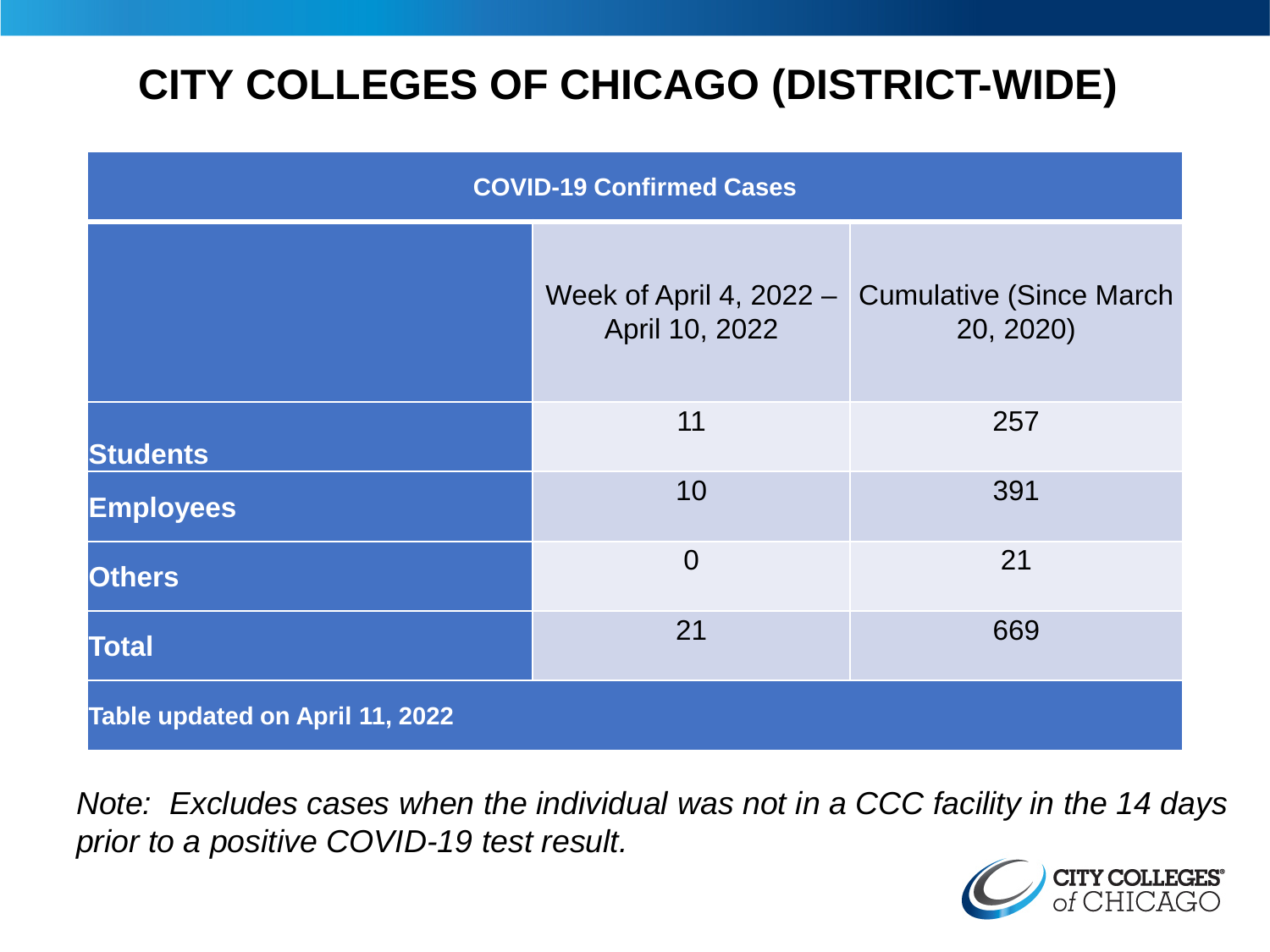# CITY COLLEGES OF CHICAGO (DISTRICT-WIDE)

| COVID-19 Confirmed Cases | | |
|---|---|---|
| | Week of April 4, 2022 – April 10, 2022 | Cumulative (Since March 20, 2020) |
| **Students** | 11 | 257 |
| **Employees** | 10 | 391 |
| **Others** | 0 | 21 |
| **Total** | 21 | 669 |
| **Table updated on April 11, 2022** | | |

*Note: Excludes cases when the individual was not in a CCC facility in the 14 days prior to a positive COVID-19 test result.*

CITY COLLEGES of CHICAGO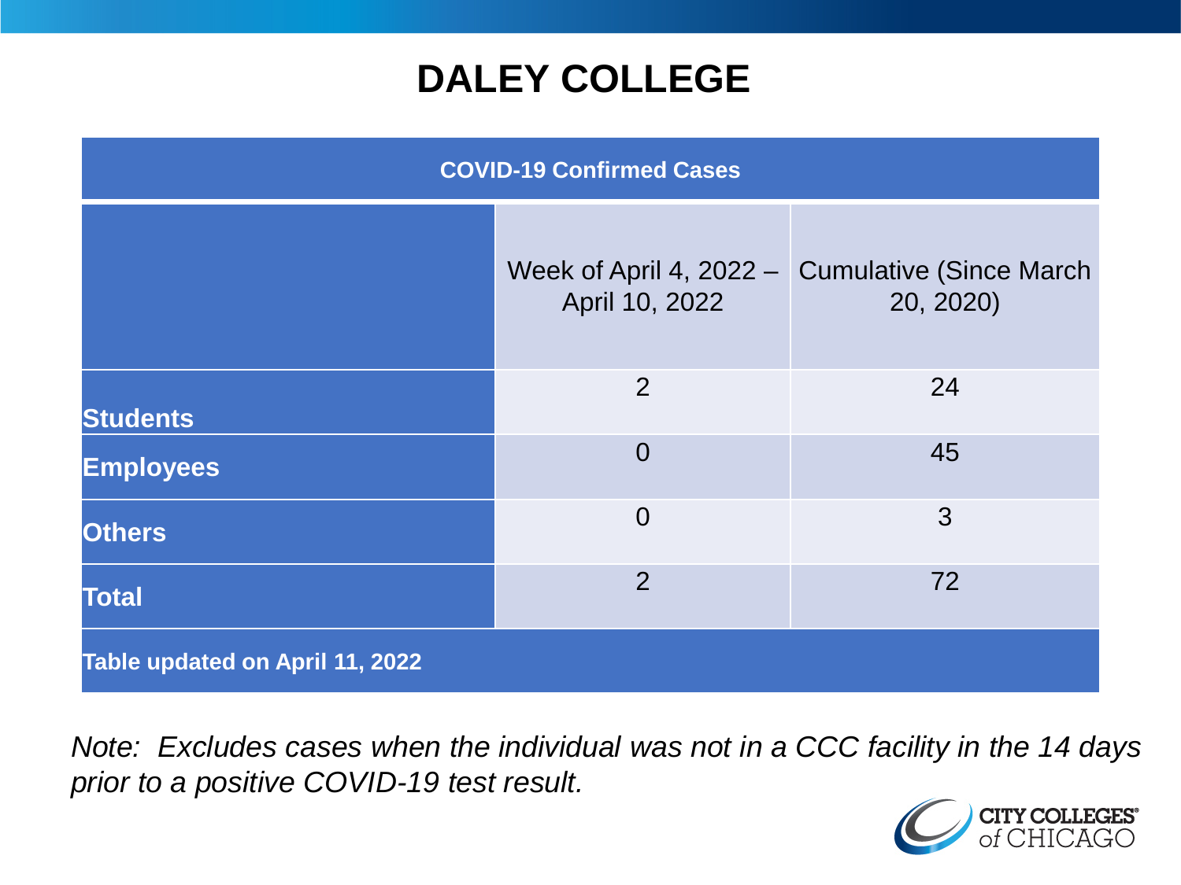# DALEY COLLEGE

| COVID-19 Confirmed Cases | | |
|---|---|---|
| | Week of April 4, 2022 – April 10, 2022 | Cumulative (Since March 20, 2020) |
| **Students** | 2 | 24 |
| **Employees** | 0 | 45 |
| **Others** | 0 | 3 |
| **Total** | 2 | 72 |
| **Table updated on April 11, 2022** | | |

*Note: Excludes cases when the individual was not in a CCC facility in the 14 days prior to a positive COVID-19 test result.*

CITY COLLEGES of CHICAGO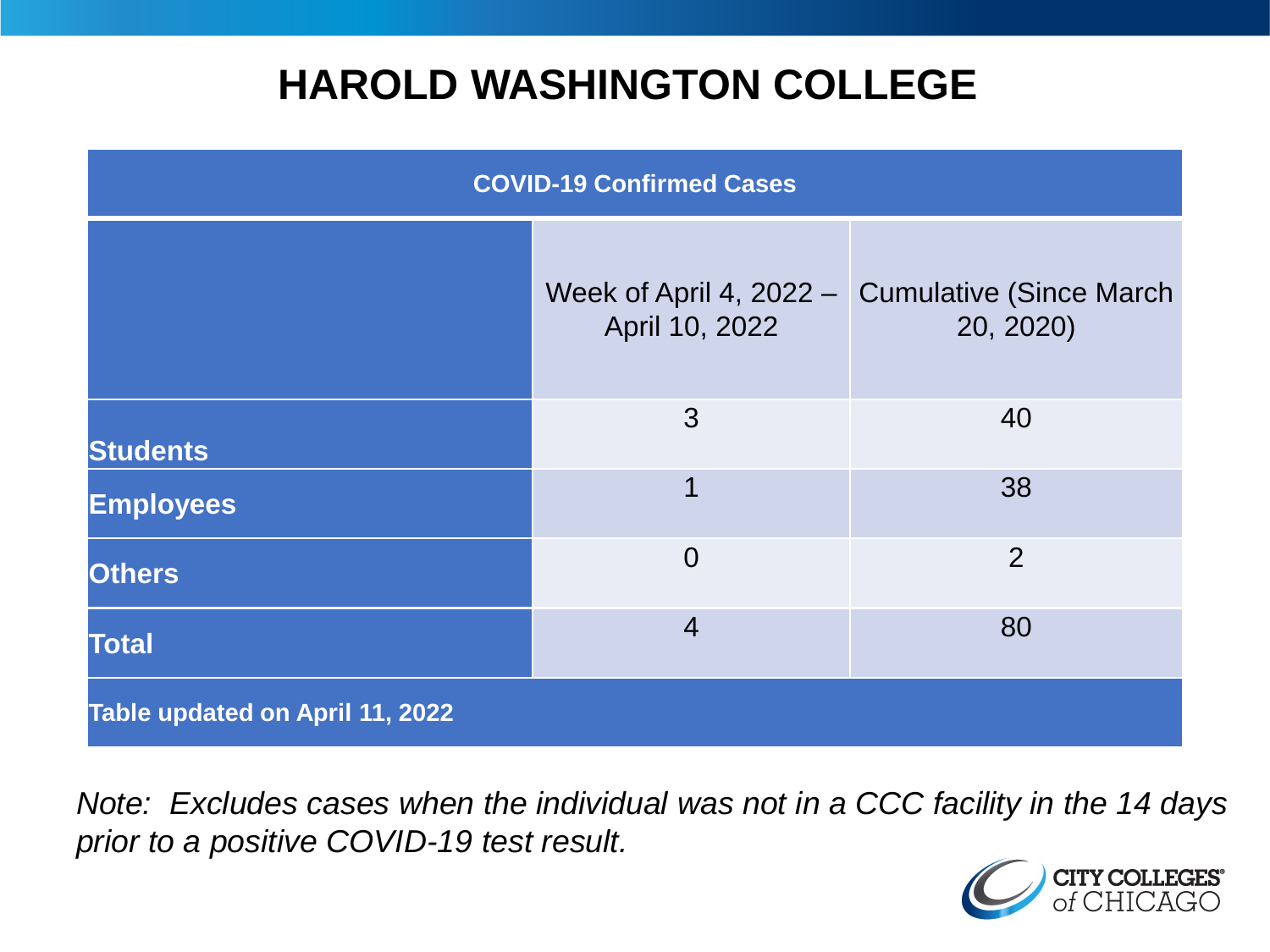# HAROLD WASHINGTON COLLEGE

| COVID-19 Confirmed Cases | | |
|---|---|---|
| | Week of April 4, 2022 – April 10, 2022 | Cumulative (Since March 20, 2020) |
| **Students** | 3 | 40 |
| **Employees** | 1 | 38 |
| **Others** | 0 | 2 |
| **Total** | 4 | 80 |
| **Table updated on April 11, 2022** | | |

*Note: Excludes cases when the individual was not in a CCC facility in the 14 days prior to a positive COVID-19 test result.*

CITY COLLEGES of CHICAGO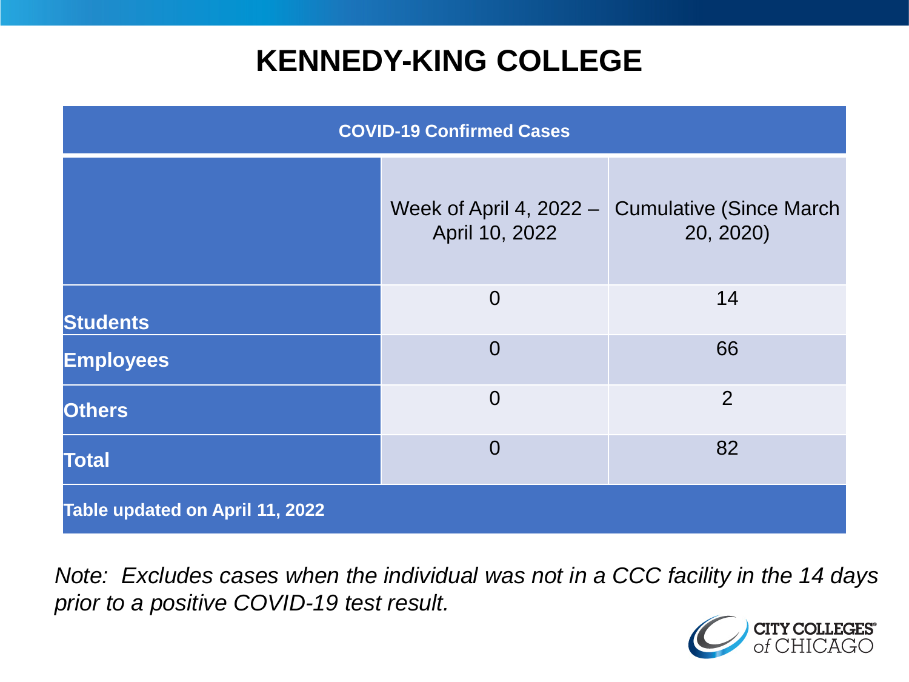# KENNEDY-KING COLLEGE

| COVID-19 Confirmed Cases | | |
|---|---|---|
| | Week of April 4, 2022 – April 10, 2022 | Cumulative (Since March 20, 2020) |
| **Students** | 0 | 14 |
| **Employees** | 0 | 66 |
| **Others** | 0 | 2 |
| **Total** | 0 | 82 |
| **Table updated on April 11, 2022** | | |

*Note: Excludes cases when the individual was not in a CCC facility in the 14 days prior to a positive COVID-19 test result.*

CITY COLLEGES of CHICAGO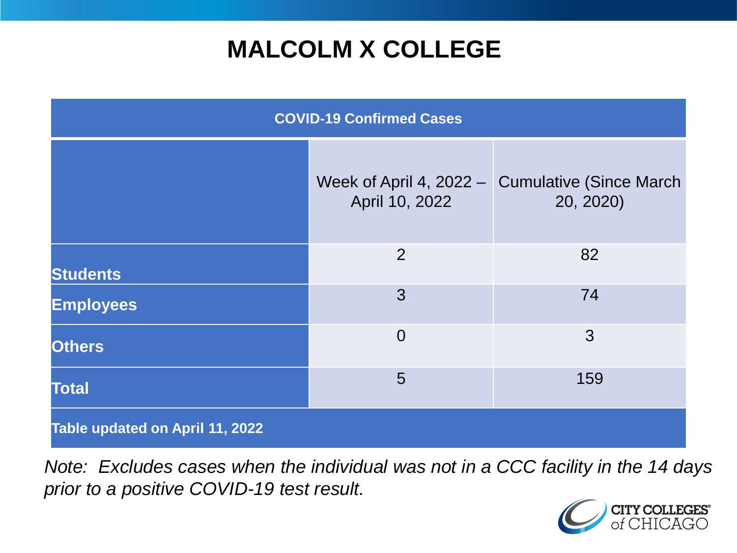# MALCOLM X COLLEGE

| COVID-19 Confirmed Cases | | |
|---|---|---|
| | Week of April 4, 2022 – April 10, 2022 | Cumulative (Since March 20, 2020) |
| **Students** | 2 | 82 |
| **Employees** | 3 | 74 |
| **Others** | 0 | 3 |
| **Total** | 5 | 159 |
| **Table updated on April 11, 2022** | | |

*Note: Excludes cases when the individual was not in a CCC facility in the 14 days prior to a positive COVID-19 test result.*

CITY COLLEGES of CHICAGO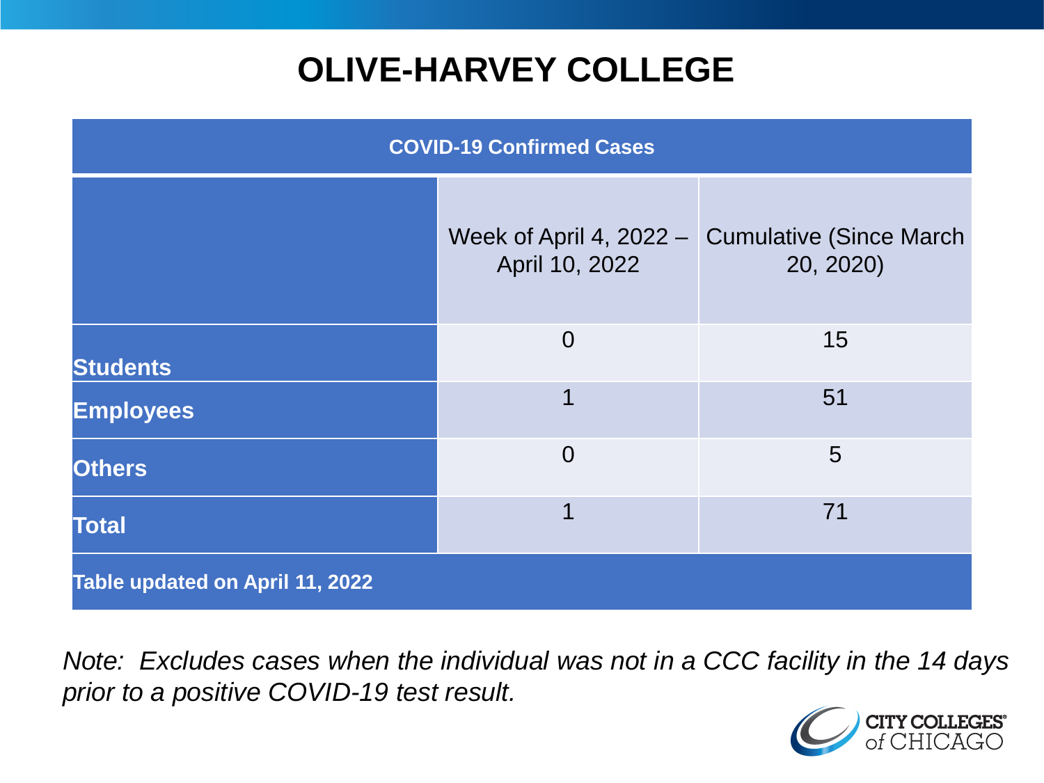# OLIVE-HARVEY COLLEGE

| COVID-19 Confirmed Cases | Week of April 4, 2022 – April 10, 2022 | Cumulative (Since March 20, 2020) |
|---|---|---|
| **Students** | 0 | 15 |
| **Employees** | 1 | 51 |
| **Others** | 0 | 5 |
| **Total** | 1 | 71 |

**Table updated on April 11, 2022**

*Note: Excludes cases when the individual was not in a CCC facility in the 14 days prior to a positive COVID-19 test result.*

CITY COLLEGES of CHICAGO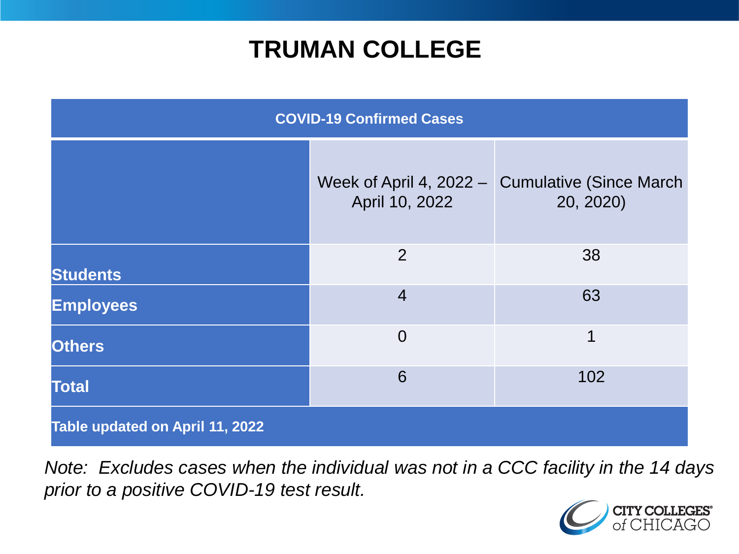# TRUMAN COLLEGE

| COVID-19 Confirmed Cases | | |
|---|---|---|
| | Week of April 4, 2022 – April 10, 2022 | Cumulative (Since March 20, 2020) |
| **Students** | 2 | 38 |
| **Employees** | 4 | 63 |
| **Others** | 0 | 1 |
| **Total** | 6 | 102 |
| **Table updated on April 11, 2022** | | |

*Note: Excludes cases when the individual was not in a CCC facility in the 14 days prior to a positive COVID-19 test result.*

CITY COLLEGES of CHICAGO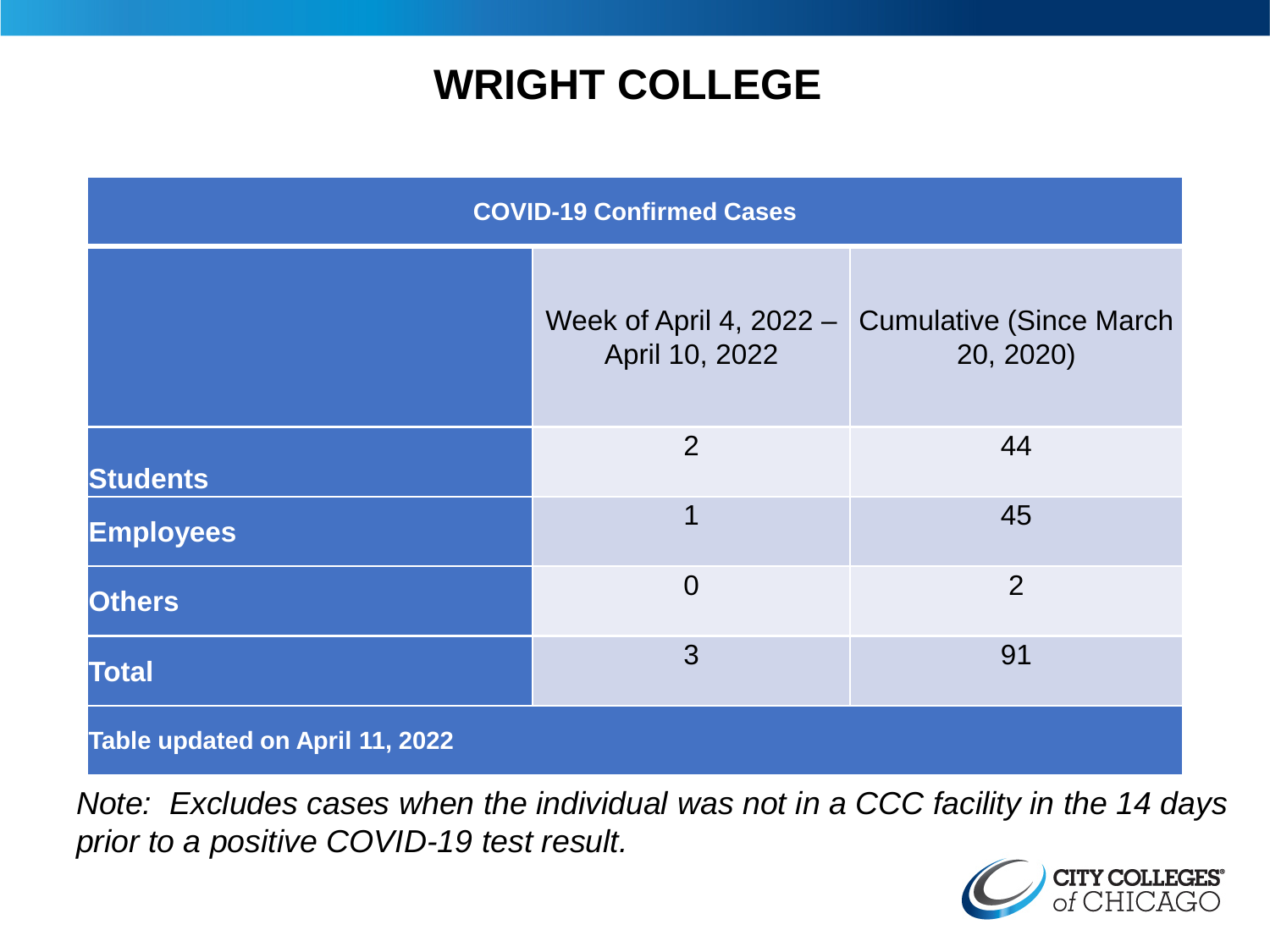# WRIGHT COLLEGE

| COVID-19 Confirmed Cases | | |
|---|---|---|
| | Week of April 4, 2022 – April 10, 2022 | Cumulative (Since March 20, 2020) |
| **Students** | 2 | 44 |
| **Employees** | 1 | 45 |
| **Others** | 0 | 2 |
| **Total** | 3 | 91 |
| **Table updated on April 11, 2022** | | |

*Note: Excludes cases when the individual was not in a CCC facility in the 14 days prior to a positive COVID-19 test result.*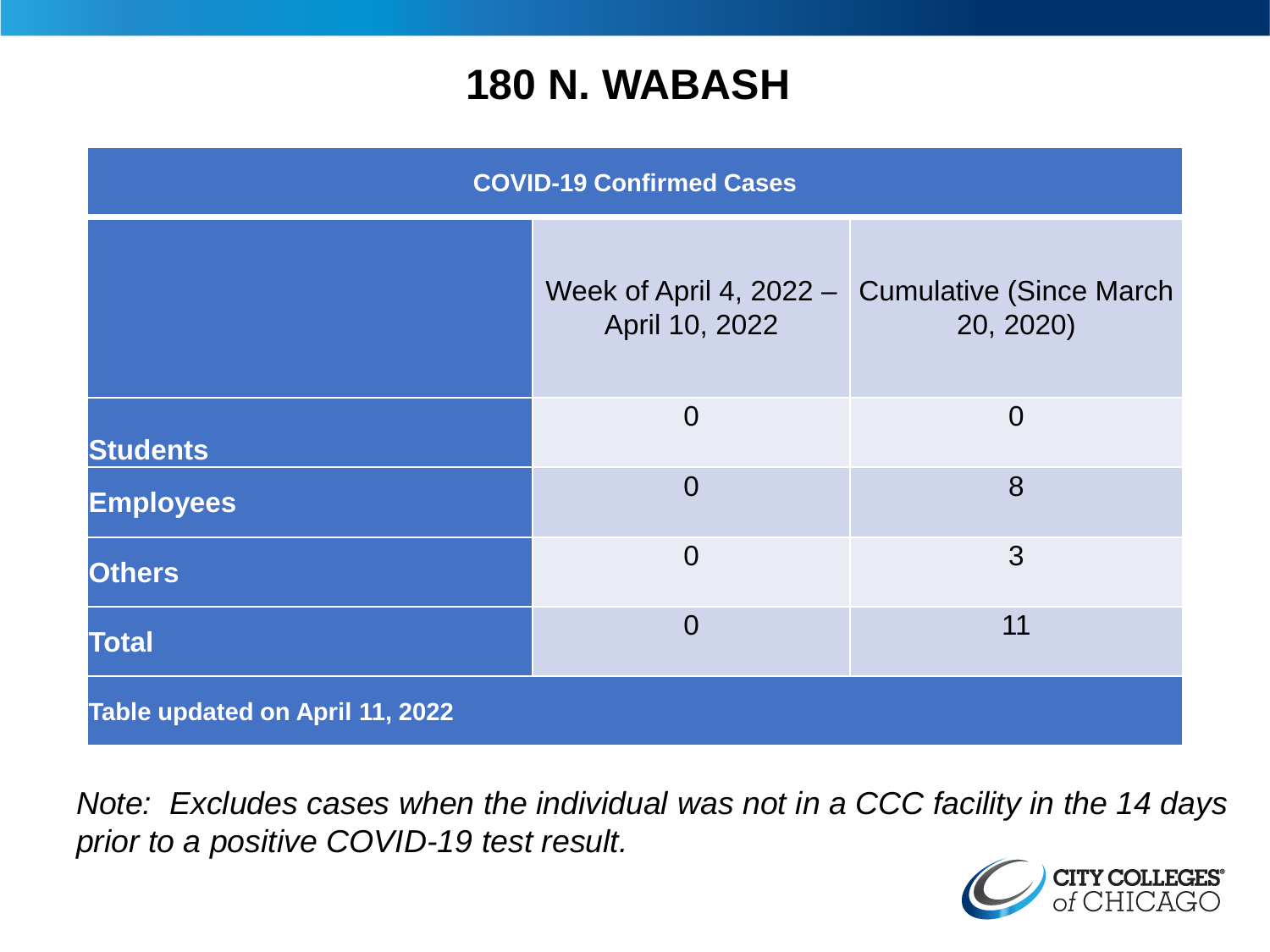# 180 N. WABASH

| COVID-19 Confirmed Cases | | |
|---|---|---|
| | Week of April 4, 2022 – April 10, 2022 | Cumulative (Since March 20, 2020) |
| **Students** | 0 | 0 |
| **Employees** | 0 | 8 |
| **Others** | 0 | 3 |
| **Total** | 0 | 11 |
| **Table updated on April 11, 2022** | | |

*Note: Excludes cases when the individual was not in a CCC facility in the 14 days prior to a positive COVID-19 test result.*

CITY COLLEGES of CHICAGO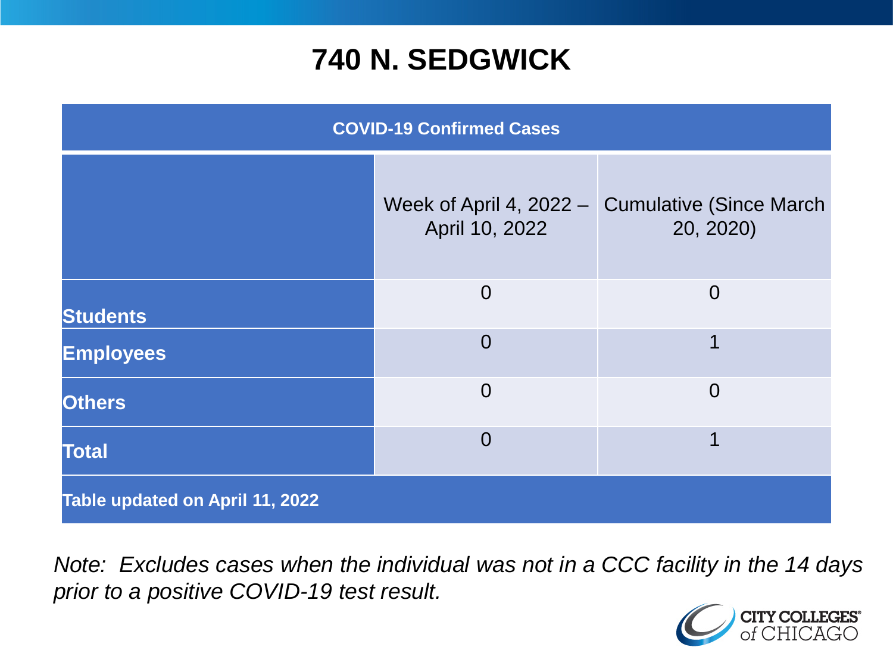# 740 N. SEDGWICK

| COVID-19 Confirmed Cases | Week of April 4, 2022 – April 10, 2022 | Cumulative (Since March 20, 2020) |
|---|---|---|
| **Students** | 0 | 0 |
| **Employees** | 0 | 1 |
| **Others** | 0 | 0 |
| **Total** | 0 | 1 |

**Table updated on April 11, 2022**

*Note: Excludes cases when the individual was not in a CCC facility in the 14 days prior to a positive COVID-19 test result.*

CITY COLLEGES of CHICAGO